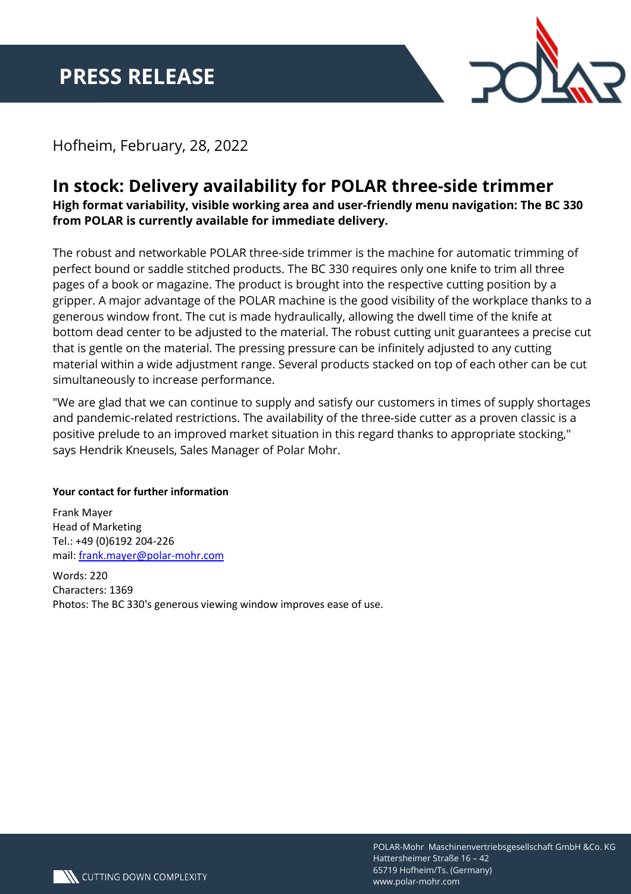# PRESS RELEASE

Hofheim, February, 28, 2022

## In stock: Delivery availability for POLAR three-side trimmer

**High format variability, visible working area and user-friendly menu navigation: The BC 330 from POLAR is currently available for immediate delivery.**

The robust and networkable POLAR three-side trimmer is the machine for automatic trimming of perfect bound or saddle stitched products. The BC 330 requires only one knife to trim all three pages of a book or magazine. The product is brought into the respective cutting position by a gripper. A major advantage of the POLAR machine is the good visibility of the workplace thanks to a generous window front. The cut is made hydraulically, allowing the dwell time of the knife at bottom dead center to be adjusted to the material. The robust cutting unit guarantees a precise cut that is gentle on the material. The pressing pressure can be infinitely adjusted to any cutting material within a wide adjustment range. Several products stacked on top of each other can be cut simultaneously to increase performance.

"We are glad that we can continue to supply and satisfy our customers in times of supply shortages and pandemic-related restrictions. The availability of the three-side cutter as a proven classic is a positive prelude to an improved market situation in this regard thanks to appropriate stocking," says Hendrik Kneusels, Sales Manager of Polar Mohr.

**Your contact for further information**

Frank Mayer
Head of Marketing
Tel.: +49 (0)6192 204-226
mail: frank.mayer@polar-mohr.com

Words: 220
Characters: 1369
Photos: The BC 330's generous viewing window improves ease of use.

CUTTING DOWN COMPLEXITY

POLAR-Mohr Maschinenvertriebsgesellschaft GmbH &Co. KG
Hattersheimer Straße 16 – 42
65719 Hofheim/Ts. (Germany)
www.polar-mohr.com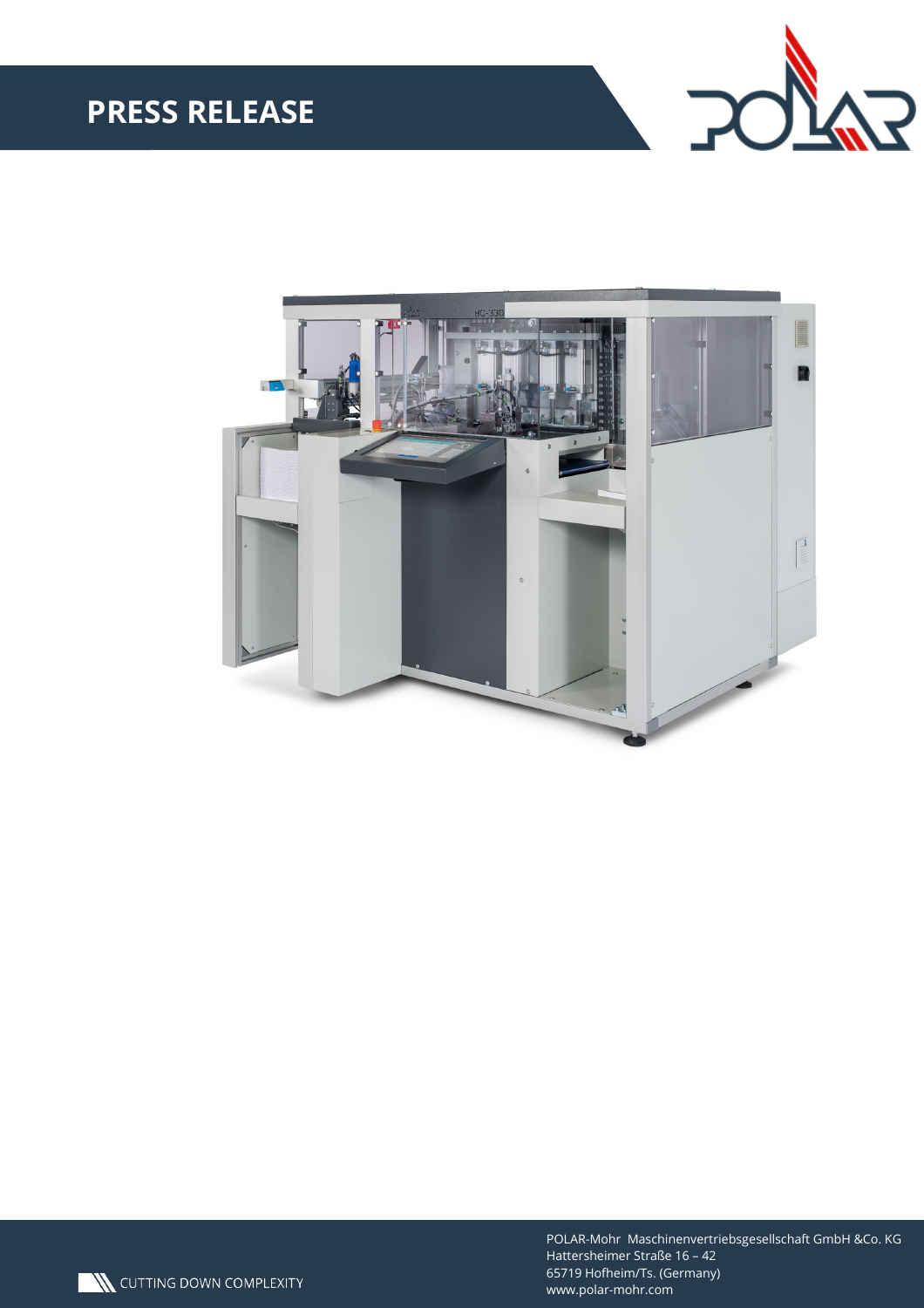# PRESS RELEASE

CUTTING DOWN COMPLEXITY

POLAR-Mohr Maschinenvertriebsgesellschaft GmbH &Co. KG
Hattersheimer Straße 16 – 42
65719 Hofheim/Ts. (Germany)
www.polar-mohr.com